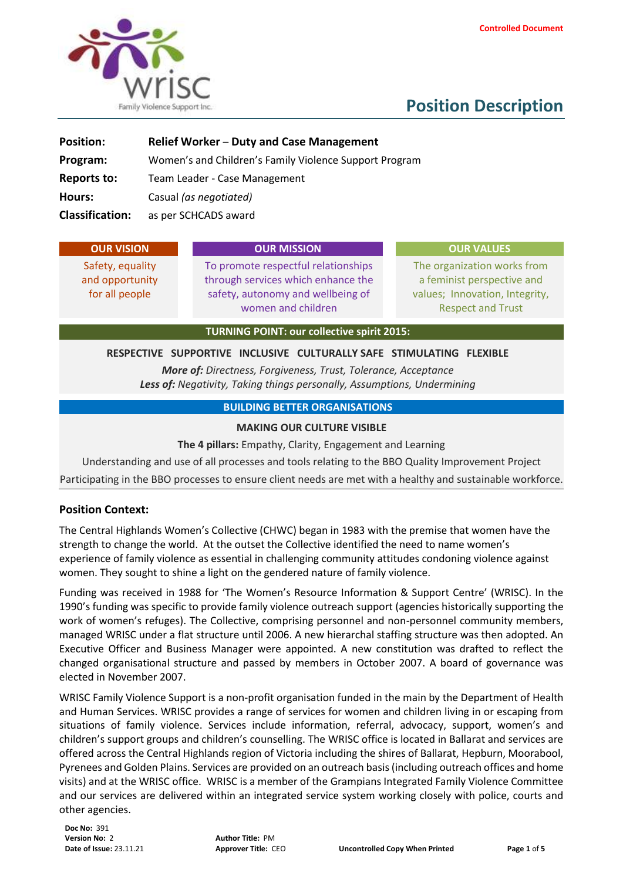Controlled Document

# Position Description

| | |
|---|---|
| **Position:** | **Relief Worker – Duty and Case Management** |
| **Program:** | Women's and Children's Family Violence Support Program |
| **Reports to:** | Team Leader - Case Management |
| **Hours:** | Casual *(as negotiated)* |
| **Classification:** | as per SCHCADS award |

| OUR VISION | OUR MISSION | OUR VALUES |
|---|---|---|
| Safety, equality and opportunity for all people | To promote respectful relationships through services which enhance the safety, autonomy and wellbeing of women and children | The organization works from a feminist perspective and values; Innovation, Integrity, Respect and Trust |

**TURNING POINT: our collective spirit 2015:**

**RESPECTIVE SUPPORTIVE INCLUSIVE CULTURALLY SAFE STIMULATING FLEXIBLE**

***More of:*** *Directness, Forgiveness, Trust, Tolerance, Acceptance*
***Less of:*** *Negativity, Taking things personally, Assumptions, Undermining*

**BUILDING BETTER ORGANISATIONS**

**MAKING OUR CULTURE VISIBLE**

**The 4 pillars:** Empathy, Clarity, Engagement and Learning

Understanding and use of all processes and tools relating to the BBO Quality Improvement Project

Participating in the BBO processes to ensure client needs are met with a healthy and sustainable workforce.

## Position Context:

The Central Highlands Women's Collective (CHWC) began in 1983 with the premise that women have the strength to change the world. At the outset the Collective identified the need to name women's experience of family violence as essential in challenging community attitudes condoning violence against women. They sought to shine a light on the gendered nature of family violence.

Funding was received in 1988 for 'The Women's Resource Information & Support Centre' (WRISC). In the 1990's funding was specific to provide family violence outreach support (agencies historically supporting the work of women's refuges). The Collective, comprising personnel and non-personnel community members, managed WRISC under a flat structure until 2006. A new hierarchal staffing structure was then adopted. An Executive Officer and Business Manager were appointed. A new constitution was drafted to reflect the changed organisational structure and passed by members in October 2007. A board of governance was elected in November 2007.

WRISC Family Violence Support is a non-profit organisation funded in the main by the Department of Health and Human Services. WRISC provides a range of services for women and children living in or escaping from situations of family violence. Services include information, referral, advocacy, support, women's and children's support groups and children's counselling. The WRISC office is located in Ballarat and services are offered across the Central Highlands region of Victoria including the shires of Ballarat, Hepburn, Moorabool, Pyrenees and Golden Plains. Services are provided on an outreach basis (including outreach offices and home visits) and at the WRISC office. WRISC is a member of the Grampians Integrated Family Violence Committee and our services are delivered within an integrated service system working closely with police, courts and other agencies.

**Doc No:** 391
**Version No:** 2
**Date of Issue:** 23.11.21
**Author Title:** PM
**Approver Title:** CEO
Uncontrolled Copy When Printed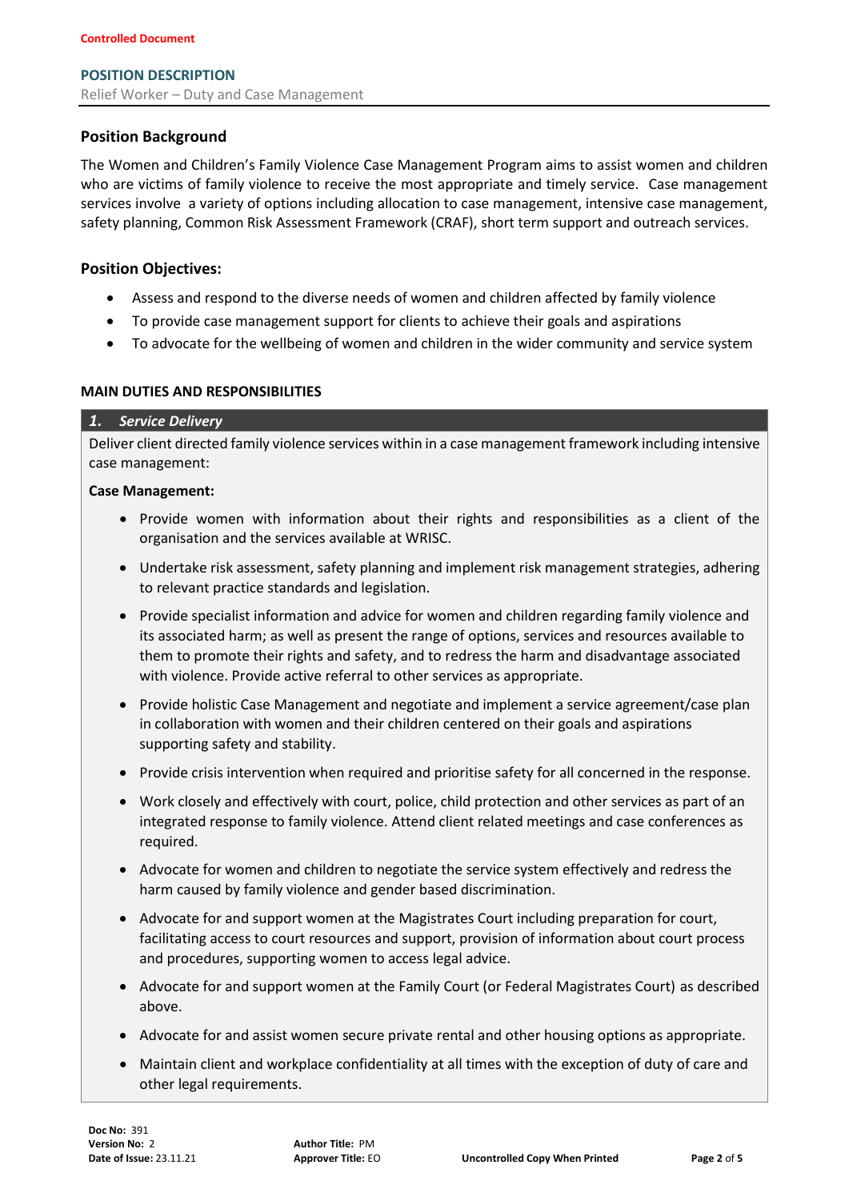Controlled Document

## POSITION DESCRIPTION

Relief Worker – Duty and Case Management

### Position Background

The Women and Children's Family Violence Case Management Program aims to assist women and children who are victims of family violence to receive the most appropriate and timely service. Case management services involve a variety of options including allocation to case management, intensive case management, safety planning, Common Risk Assessment Framework (CRAF), short term support and outreach services.

### Position Objectives:

- Assess and respond to the diverse needs of women and children affected by family violence
- To provide case management support for clients to achieve their goals and aspirations
- To advocate for the wellbeing of women and children in the wider community and service system

### MAIN DUTIES AND RESPONSIBILITIES

#### *1. Service Delivery*

Deliver client directed family violence services within in a case management framework including intensive case management:

**Case Management:**

- Provide women with information about their rights and responsibilities as a client of the organisation and the services available at WRISC.
- Undertake risk assessment, safety planning and implement risk management strategies, adhering to relevant practice standards and legislation.
- Provide specialist information and advice for women and children regarding family violence and its associated harm; as well as present the range of options, services and resources available to them to promote their rights and safety, and to redress the harm and disadvantage associated with violence. Provide active referral to other services as appropriate.
- Provide holistic Case Management and negotiate and implement a service agreement/case plan in collaboration with women and their children centered on their goals and aspirations supporting safety and stability.
- Provide crisis intervention when required and prioritise safety for all concerned in the response.
- Work closely and effectively with court, police, child protection and other services as part of an integrated response to family violence. Attend client related meetings and case conferences as required.
- Advocate for women and children to negotiate the service system effectively and redress the harm caused by family violence and gender based discrimination.
- Advocate for and support women at the Magistrates Court including preparation for court, facilitating access to court resources and support, provision of information about court process and procedures, supporting women to access legal advice.
- Advocate for and support women at the Family Court (or Federal Magistrates Court) as described above.
- Advocate for and assist women secure private rental and other housing options as appropriate.
- Maintain client and workplace confidentiality at all times with the exception of duty of care and other legal requirements.

**Doc No:** 391
**Version No:** 2
**Date of Issue:** 23.11.21
**Author Title:** PM
**Approver Title:** EO
Uncontrolled Copy When Printed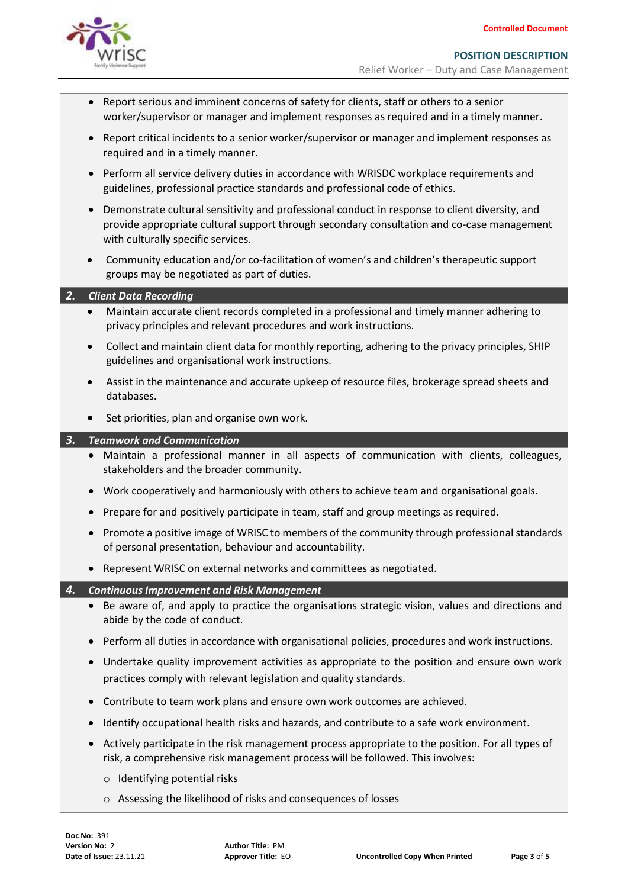- Report serious and imminent concerns of safety for clients, staff or others to a senior worker/supervisor or manager and implement responses as required and in a timely manner.
- Report critical incidents to a senior worker/supervisor or manager and implement responses as required and in a timely manner.
- Perform all service delivery duties in accordance with WRISDC workplace requirements and guidelines, professional practice standards and professional code of ethics.
- Demonstrate cultural sensitivity and professional conduct in response to client diversity, and provide appropriate cultural support through secondary consultation and co-case management with culturally specific services.
- Community education and/or co-facilitation of women's and children's therapeutic support groups may be negotiated as part of duties.

## 2. *Client Data Recording*

- Maintain accurate client records completed in a professional and timely manner adhering to privacy principles and relevant procedures and work instructions.
- Collect and maintain client data for monthly reporting, adhering to the privacy principles, SHIP guidelines and organisational work instructions.
- Assist in the maintenance and accurate upkeep of resource files, brokerage spread sheets and databases.
- Set priorities, plan and organise own work.

## 3. *Teamwork and Communication*

- Maintain a professional manner in all aspects of communication with clients, colleagues, stakeholders and the broader community.
- Work cooperatively and harmoniously with others to achieve team and organisational goals.
- Prepare for and positively participate in team, staff and group meetings as required.
- Promote a positive image of WRISC to members of the community through professional standards of personal presentation, behaviour and accountability.
- Represent WRISC on external networks and committees as negotiated.

## 4. *Continuous Improvement and Risk Management*

- Be aware of, and apply to practice the organisations strategic vision, values and directions and abide by the code of conduct.
- Perform all duties in accordance with organisational policies, procedures and work instructions.
- Undertake quality improvement activities as appropriate to the position and ensure own work practices comply with relevant legislation and quality standards.
- Contribute to team work plans and ensure own work outcomes are achieved.
- Identify occupational health risks and hazards, and contribute to a safe work environment.
- Actively participate in the risk management process appropriate to the position. For all types of risk, a comprehensive risk management process will be followed. This involves:
  - Identifying potential risks
  - Assessing the likelihood of risks and consequences of losses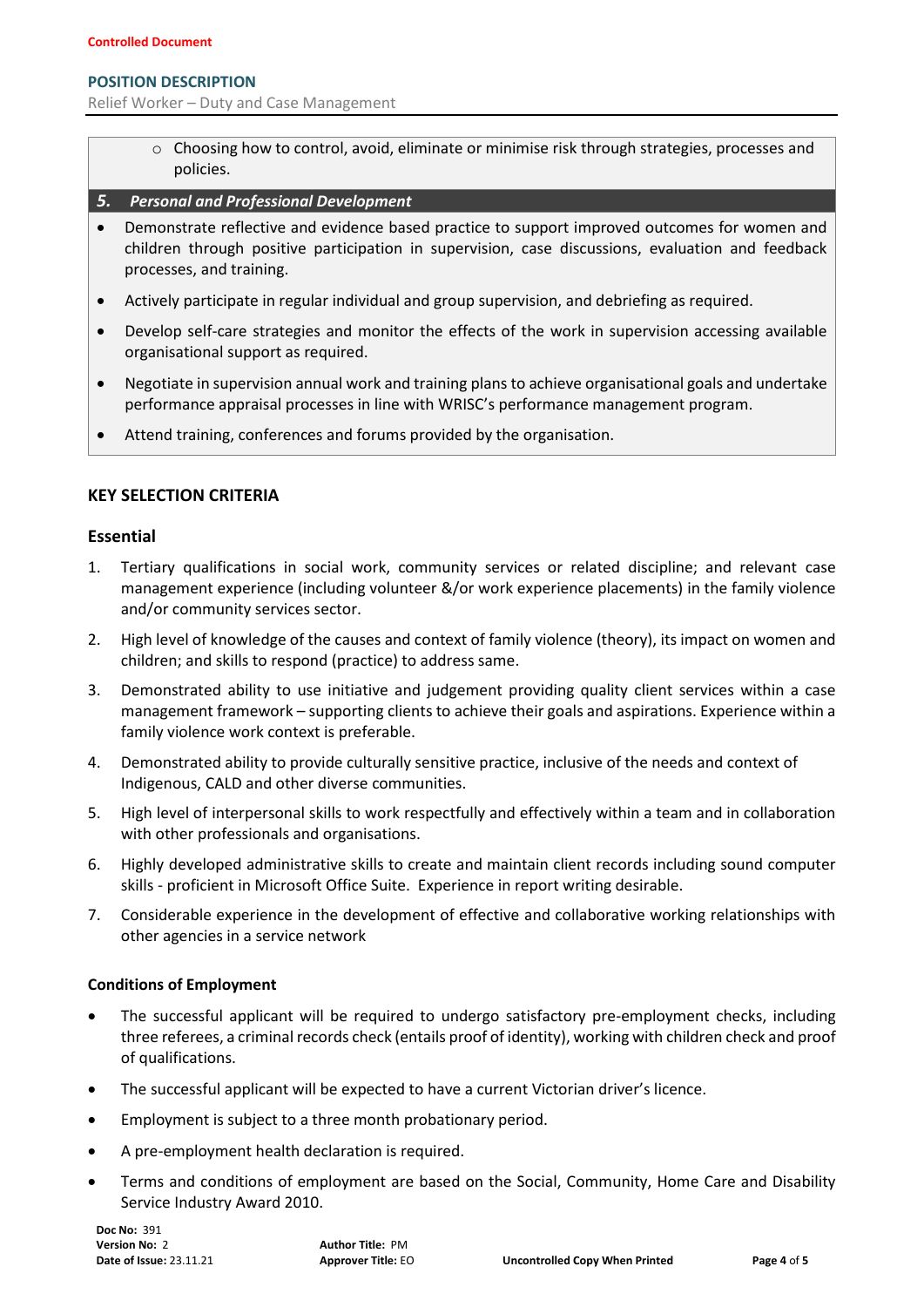- Choosing how to control, avoid, eliminate or minimise risk through strategies, processes and policies.

### 5. *Personal and Professional Development*

- Demonstrate reflective and evidence based practice to support improved outcomes for women and children through positive participation in supervision, case discussions, evaluation and feedback processes, and training.
- Actively participate in regular individual and group supervision, and debriefing as required.
- Develop self-care strategies and monitor the effects of the work in supervision accessing available organisational support as required.
- Negotiate in supervision annual work and training plans to achieve organisational goals and undertake performance appraisal processes in line with WRISC's performance management program.
- Attend training, conferences and forums provided by the organisation.

## KEY SELECTION CRITERIA

### Essential

1. Tertiary qualifications in social work, community services or related discipline; and relevant case management experience (including volunteer &/or work experience placements) in the family violence and/or community services sector.
2. High level of knowledge of the causes and context of family violence (theory), its impact on women and children; and skills to respond (practice) to address same.
3. Demonstrated ability to use initiative and judgement providing quality client services within a case management framework – supporting clients to achieve their goals and aspirations. Experience within a family violence work context is preferable.
4. Demonstrated ability to provide culturally sensitive practice, inclusive of the needs and context of Indigenous, CALD and other diverse communities.
5. High level of interpersonal skills to work respectfully and effectively within a team and in collaboration with other professionals and organisations.
6. Highly developed administrative skills to create and maintain client records including sound computer skills - proficient in Microsoft Office Suite. Experience in report writing desirable.
7. Considerable experience in the development of effective and collaborative working relationships with other agencies in a service network

### Conditions of Employment

- The successful applicant will be required to undergo satisfactory pre-employment checks, including three referees, a criminal records check (entails proof of identity), working with children check and proof of qualifications.
- The successful applicant will be expected to have a current Victorian driver's licence.
- Employment is subject to a three month probationary period.
- A pre-employment health declaration is required.
- Terms and conditions of employment are based on the Social, Community, Home Care and Disability Service Industry Award 2010.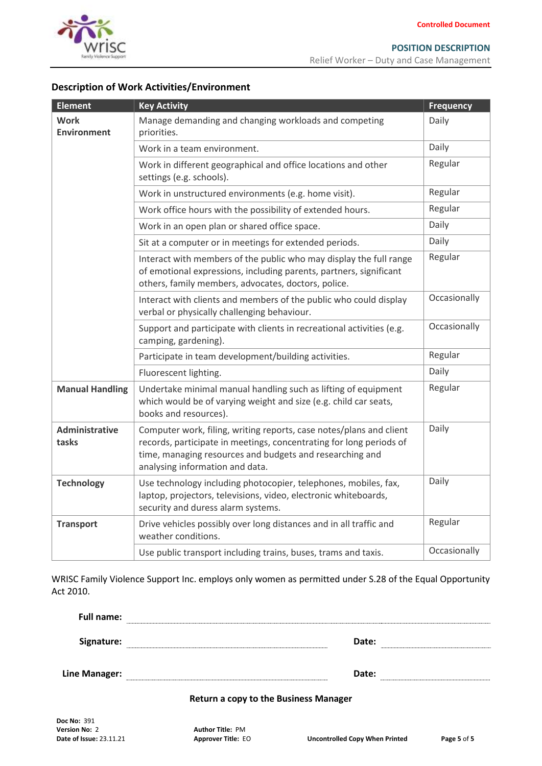## Description of Work Activities/Environment

| Element | Key Activity | Frequency |
|---|---|---|
| **Work Environment** | Manage demanding and changing workloads and competing priorities. | Daily |
| | Work in a team environment. | Daily |
| | Work in different geographical and office locations and other settings (e.g. schools). | Regular |
| | Work in unstructured environments (e.g. home visit). | Regular |
| | Work office hours with the possibility of extended hours. | Regular |
| | Work in an open plan or shared office space. | Daily |
| | Sit at a computer or in meetings for extended periods. | Daily |
| | Interact with members of the public who may display the full range of emotional expressions, including parents, partners, significant others, family members, advocates, doctors, police. | Regular |
| | Interact with clients and members of the public who could display verbal or physically challenging behaviour. | Occasionally |
| | Support and participate with clients in recreational activities (e.g. camping, gardening). | Occasionally |
| | Participate in team development/building activities. | Regular |
| | Fluorescent lighting. | Daily |
| **Manual Handling** | Undertake minimal manual handling such as lifting of equipment which would be of varying weight and size (e.g. child car seats, books and resources). | Regular |
| **Administrative tasks** | Computer work, filing, writing reports, case notes/plans and client records, participate in meetings, concentrating for long periods of time, managing resources and budgets and researching and analysing information and data. | Daily |
| **Technology** | Use technology including photocopier, telephones, mobiles, fax, laptop, projectors, televisions, video, electronic whiteboards, security and duress alarm systems. | Daily |
| **Transport** | Drive vehicles possibly over long distances and in all traffic and weather conditions. | Regular |
| | Use public transport including trains, buses, trams and taxis. | Occasionally |

WRISC Family Violence Support Inc. employs only women as permitted under S.28 of the Equal Opportunity Act 2010.

**Full name:** ..............................................................

**Signature:** .................................................. **Date:** ..................................

**Line Manager:** .................................................. **Date:** ..................................

**Return a copy to the Business Manager**